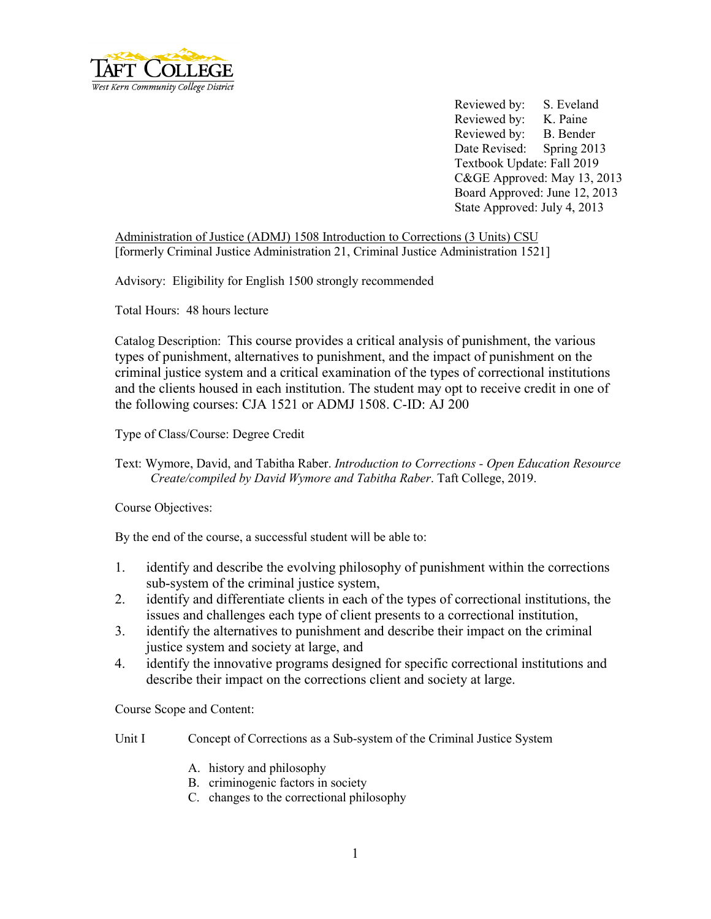Taft College
West Kern Community College District

Reviewed by: S. Eveland
Reviewed by: K. Paine
Reviewed by: B. Bender
Date Revised: Spring 2013
Textbook Update: Fall 2019
C&GE Approved: May 13, 2013
Board Approved: June 12, 2013
State Approved: July 4, 2013

Administration of Justice (ADMJ) 1508 Introduction to Corrections (3 Units) CSU
[formerly Criminal Justice Administration 21, Criminal Justice Administration 1521]

Advisory: Eligibility for English 1500 strongly recommended

Total Hours: 48 hours lecture

Catalog Description: This course provides a critical analysis of punishment, the various types of punishment, alternatives to punishment, and the impact of punishment on the criminal justice system and a critical examination of the types of correctional institutions and the clients housed in each institution. The student may opt to receive credit in one of the following courses: CJA 1521 or ADMJ 1508. C-ID: AJ 200

Type of Class/Course: Degree Credit

Text: Wymore, David, and Tabitha Raber. *Introduction to Corrections - Open Education Resource Create/compiled by David Wymore and Tabitha Raber*. Taft College, 2019.

Course Objectives:

By the end of the course, a successful student will be able to:

1. identify and describe the evolving philosophy of punishment within the corrections sub-system of the criminal justice system,
2. identify and differentiate clients in each of the types of correctional institutions, the issues and challenges each type of client presents to a correctional institution,
3. identify the alternatives to punishment and describe their impact on the criminal justice system and society at large, and
4. identify the innovative programs designed for specific correctional institutions and describe their impact on the corrections client and society at large.

Course Scope and Content:

Unit I Concept of Corrections as a Sub-system of the Criminal Justice System

A. history and philosophy
B. criminogenic factors in society
C. changes to the correctional philosophy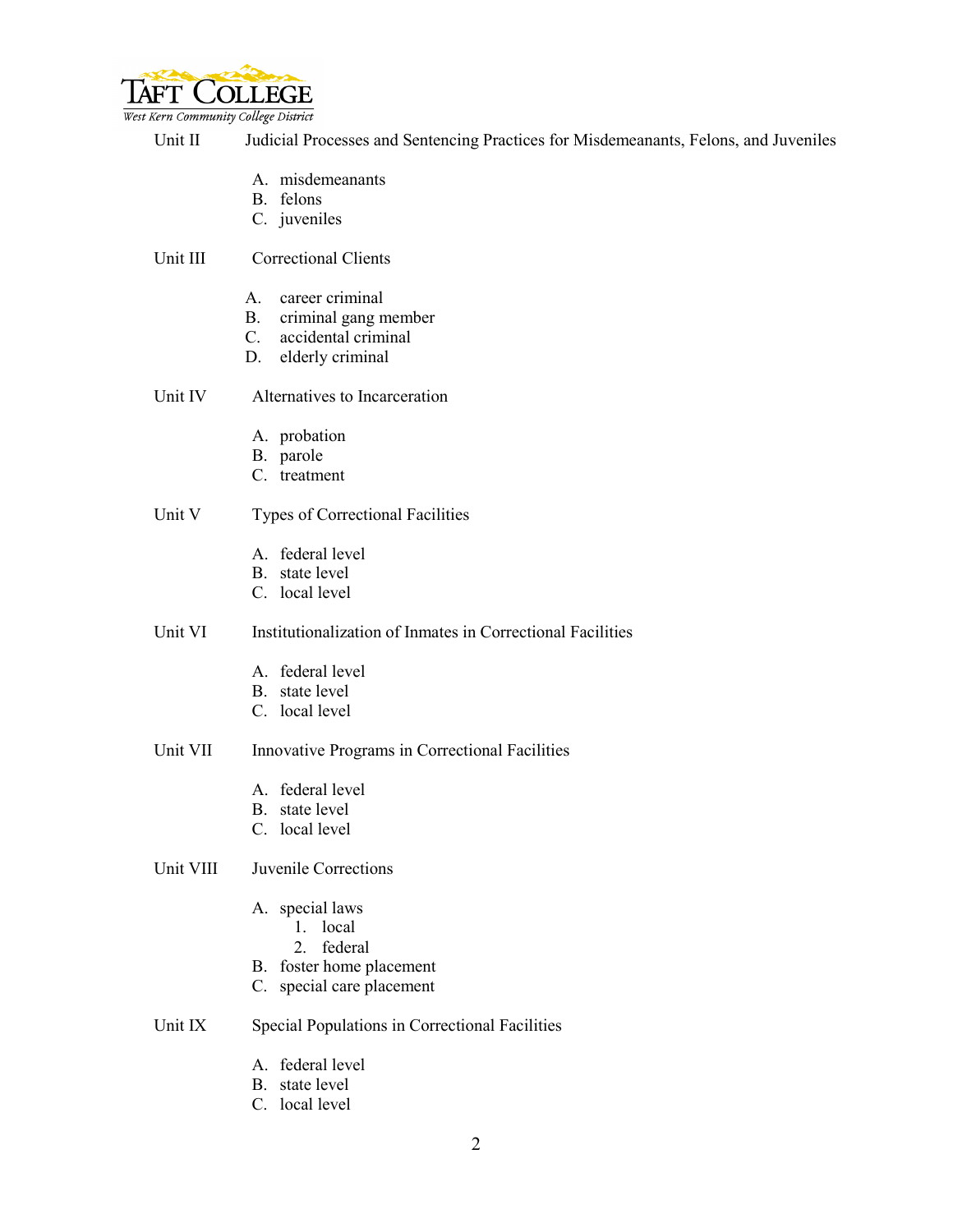Unit II Judicial Processes and Sentencing Practices for Misdemeanants, Felons, and Juveniles

A. misdemeanants
B. felons
C. juveniles

Unit III Correctional Clients

A. career criminal
B. criminal gang member
C. accidental criminal
D. elderly criminal

Unit IV Alternatives to Incarceration

A. probation
B. parole
C. treatment

Unit V Types of Correctional Facilities

A. federal level
B. state level
C. local level

Unit VI Institutionalization of Inmates in Correctional Facilities

A. federal level
B. state level
C. local level

Unit VII Innovative Programs in Correctional Facilities

A. federal level
B. state level
C. local level

Unit VIII Juvenile Corrections

A. special laws
   1. local
   2. federal
B. foster home placement
C. special care placement

Unit IX Special Populations in Correctional Facilities

A. federal level
B. state level
C. local level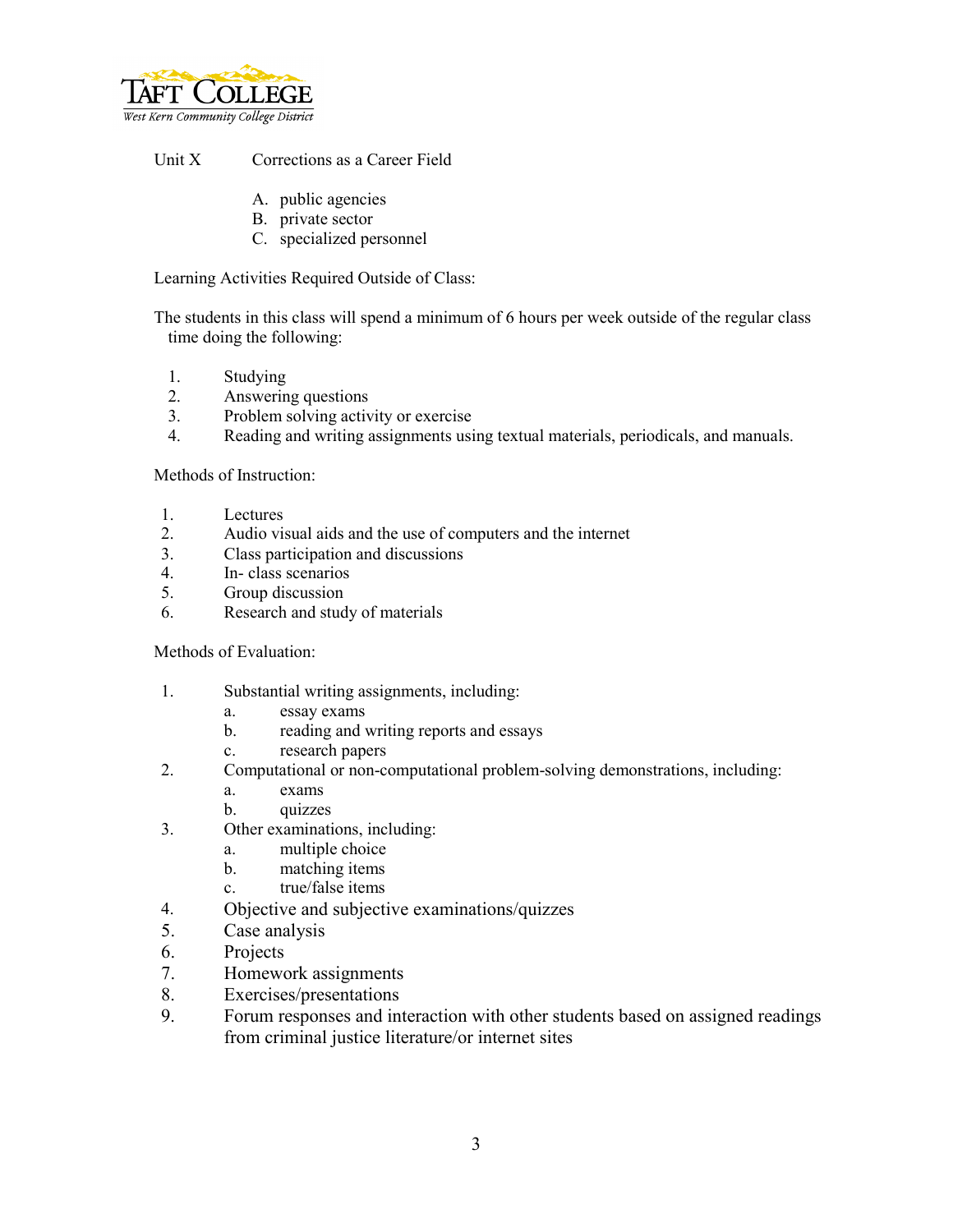Unit X Corrections as a Career Field

A. public agencies
B. private sector
C. specialized personnel

Learning Activities Required Outside of Class:

The students in this class will spend a minimum of 6 hours per week outside of the regular class time doing the following:

1. Studying
2. Answering questions
3. Problem solving activity or exercise
4. Reading and writing assignments using textual materials, periodicals, and manuals.

Methods of Instruction:

1. Lectures
2. Audio visual aids and the use of computers and the internet
3. Class participation and discussions
4. In- class scenarios
5. Group discussion
6. Research and study of materials

Methods of Evaluation:

1. Substantial writing assignments, including:
   a. essay exams
   b. reading and writing reports and essays
   c. research papers
2. Computational or non-computational problem-solving demonstrations, including:
   a. exams
   b. quizzes
3. Other examinations, including:
   a. multiple choice
   b. matching items
   c. true/false items
4. Objective and subjective examinations/quizzes
5. Case analysis
6. Projects
7. Homework assignments
8. Exercises/presentations
9. Forum responses and interaction with other students based on assigned readings from criminal justice literature/or internet sites